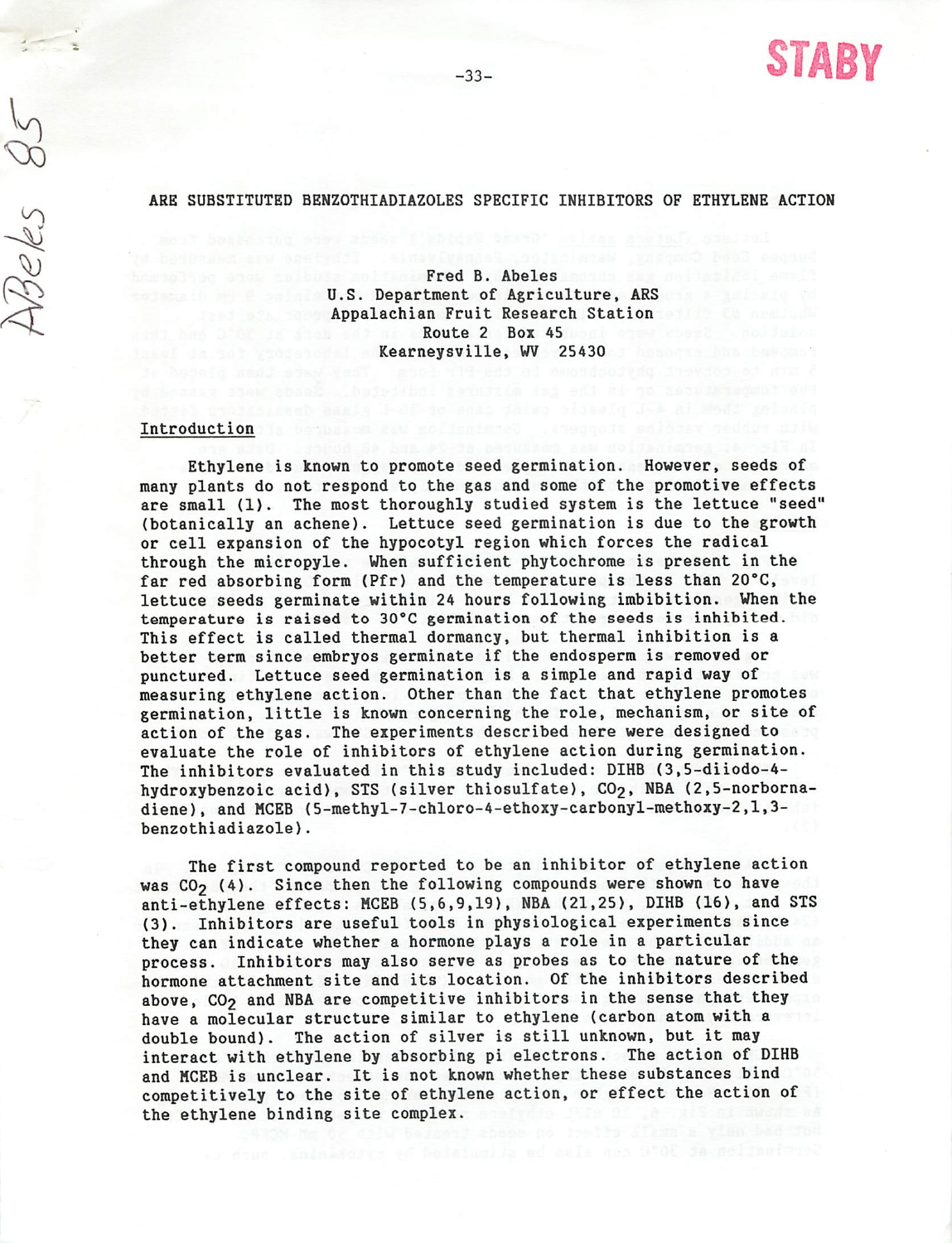# ARE SUBSTITUTED BENZOTHIADIAZOLES SPECIFIC INHIBITORS OF ETHYLENE ACTION

Fred B. Abeles
U.S. Department of Agriculture, ARS
Appalachian Fruit Research Station
Route 2 Box 45
Kearneysville, WV 25430

## Introduction

Ethylene is known to promote seed germination. However, seeds of many plants do not respond to the gas and some of the promotive effects are small (1). The most thoroughly studied system is the lettuce "seed" (botanically an achene). Lettuce seed germination is due to the growth or cell expansion of the hypocotyl region which forces the radical through the micropyle. When sufficient phytochrome is present in the far red absorbing form (Pfr) and the temperature is less than 20°C, lettuce seeds germinate within 24 hours following imbibition. When the temperature is raised to 30°C germination of the seeds is inhibited. This effect is called thermal dormancy, but thermal inhibition is a better term since embryos germinate if the endosperm is removed or punctured. Lettuce seed germination is a simple and rapid way of measuring ethylene action. Other than the fact that ethylene promotes germination, little is known concerning the role, mechanism, or site of action of the gas. The experiments described here were designed to evaluate the role of inhibitors of ethylene action during germination. The inhibitors evaluated in this study included: DIHB (3,5-diiodo-4-hydroxybenzoic acid), STS (silver thiosulfate), $CO_2$, NBA (2,5-norbornadiene), and MCEB (5-methyl-7-chloro-4-ethoxy-carbonyl-methoxy-2,1,3-benzothiadiazole).

The first compound reported to be an inhibitor of ethylene action was $CO_2$ (4). Since then the following compounds were shown to have anti-ethylene effects: MCEB (5,6,9,19), NBA (21,25), DIHB (16), and STS (3). Inhibitors are useful tools in physiological experiments since they can indicate whether a hormone plays a role in a particular process. Inhibitors may also serve as probes as to the nature of the hormone attachment site and its location. Of the inhibitors described above, $CO_2$ and NBA are competitive inhibitors in the sense that they have a molecular structure similar to ethylene (carbon atom with a double bound). The action of silver is still unknown, but it may interact with ethylene by absorbing pi electrons. The action of DIHB and MCEB is unclear. It is not known whether these substances bind competitively to the site of ethylene action, or effect the action of the ethylene binding site complex.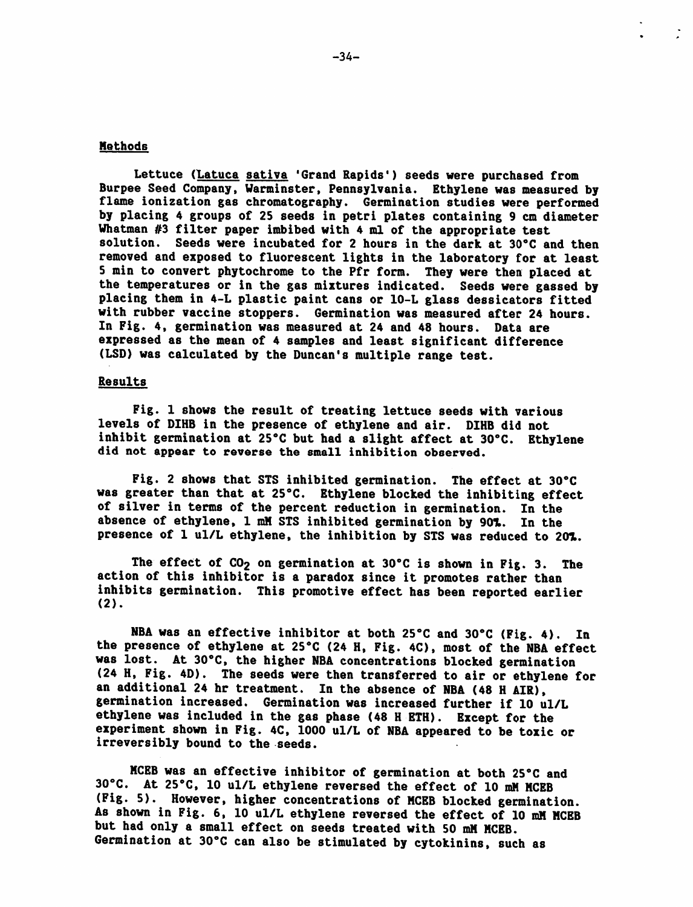## Methods

Lettuce (Latuca sativa 'Grand Rapids') seeds were purchased from Burpee Seed Company, Warminster, Pennsylvania. Ethylene was measured by flame ionization gas chromatography. Germination studies were performed by placing 4 groups of 25 seeds in petri plates containing 9 cm diameter Whatman #3 filter paper imbibed with 4 ml of the appropriate test solution. Seeds were incubated for 2 hours in the dark at 30°C and then removed and exposed to fluorescent lights in the laboratory for at least 5 min to convert phytochrome to the Pfr form. They were then placed at the temperatures or in the gas mixtures indicated. Seeds were gassed by placing them in 4-L plastic paint cans or 10-L glass dessicators fitted with rubber vaccine stoppers. Germination was measured after 24 hours. In Fig. 4, germination was measured at 24 and 48 hours. Data are expressed as the mean of 4 samples and least significant difference (LSD) was calculated by the Duncan's multiple range test.

## Results

Fig. 1 shows the result of treating lettuce seeds with various levels of DIHB in the presence of ethylene and air. DIHB did not inhibit germination at 25°C but had a slight affect at 30°C. Ethylene did not appear to reverse the small inhibition observed.

Fig. 2 shows that STS inhibited germination. The effect at 30°C was greater than that at 25°C. Ethylene blocked the inhibiting effect of silver in terms of the percent reduction in germination. In the absence of ethylene, 1 mM STS inhibited germination by 90%. In the presence of 1 ul/L ethylene, the inhibition by STS was reduced to 20%.

The effect of $CO_2$ on germination at 30°C is shown in Fig. 3. The action of this inhibitor is a paradox since it promotes rather than inhibits germination. This promotive effect has been reported earlier (2).

NBA was an effective inhibitor at both 25°C and 30°C (Fig. 4). In the presence of ethylene at 25°C (24 H, Fig. 4C), most of the NBA effect was lost. At 30°C, the higher NBA concentrations blocked germination (24 H, Fig. 4D). The seeds were then transferred to air or ethylene for an additional 24 hr treatment. In the absence of NBA (48 H AIR), germination increased. Germination was increased further if 10 ul/L ethylene was included in the gas phase (48 H ETH). Except for the experiment shown in Fig. 4C, 1000 ul/L of NBA appeared to be toxic or irreversibly bound to the seeds.

MCEB was an effective inhibitor of germination at both 25°C and 30°C. At 25°C, 10 ul/L ethylene reversed the effect of 10 mM MCEB (Fig. 5). However, higher concentrations of MCEB blocked germination. As shown in Fig. 6, 10 ul/L ethylene reversed the effect of 10 mM MCEB but had only a small effect on seeds treated with 50 mM MCEB. Germination at 30°C can also be stimulated by cytokinins, such as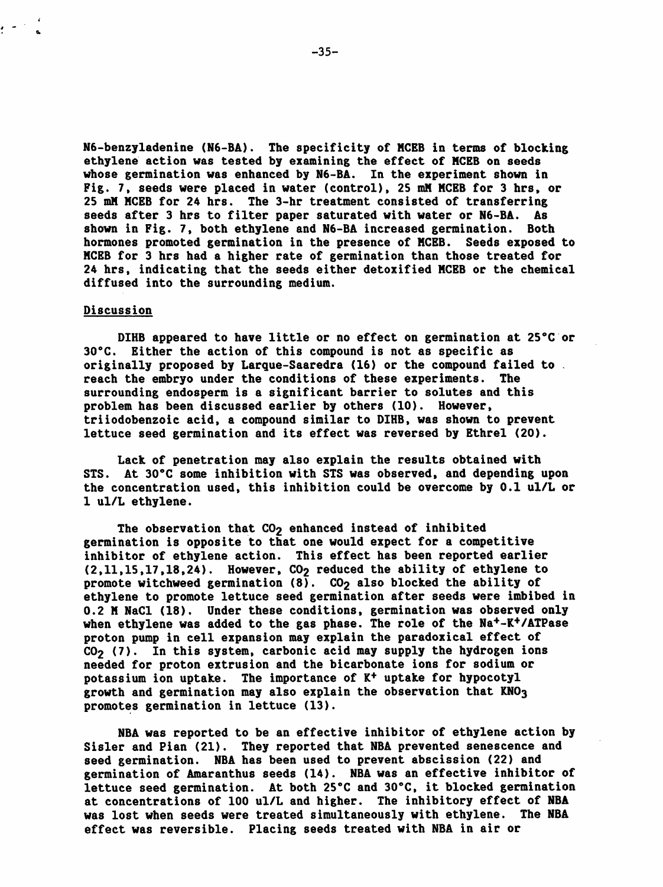N6-benzyladenine (N6-BA). The specificity of MCEB in terms of blocking ethylene action was tested by examining the effect of MCEB on seeds whose germination was enhanced by N6-BA. In the experiment shown in Fig. 7, seeds were placed in water (control), 25 mM MCEB for 3 hrs, or 25 mM MCEB for 24 hrs. The 3-hr treatment consisted of transferring seeds after 3 hrs to filter paper saturated with water or N6-BA. As shown in Fig. 7, both ethylene and N6-BA increased germination. Both hormones promoted germination in the presence of MCEB. Seeds exposed to MCEB for 3 hrs had a higher rate of germination than those treated for 24 hrs, indicating that the seeds either detoxified MCEB or the chemical diffused into the surrounding medium.

## Discussion

DIHB appeared to have little or no effect on germination at 25°C or 30°C. Either the action of this compound is not as specific as originally proposed by Larque-Saaredra (16) or the compound failed to reach the embryo under the conditions of these experiments. The surrounding endosperm is a significant barrier to solutes and this problem has been discussed earlier by others (10). However, triiodobenzoic acid, a compound similar to DIHB, was shown to prevent lettuce seed germination and its effect was reversed by Ethrel (20).

Lack of penetration may also explain the results obtained with STS. At 30°C some inhibition with STS was observed, and depending upon the concentration used, this inhibition could be overcome by 0.1 ul/L or 1 ul/L ethylene.

The observation that $CO_2$ enhanced instead of inhibited germination is opposite to that one would expect for a competitive inhibitor of ethylene action. This effect has been reported earlier (2,11,15,17,18,24). However, $CO_2$ reduced the ability of ethylene to promote witchweed germination (8). $CO_2$ also blocked the ability of ethylene to promote lettuce seed germination after seeds were imbibed in 0.2 M NaCl (18). Under these conditions, germination was observed only when ethylene was added to the gas phase. The role of the $Na^+$-$K^+$/ATPase proton pump in cell expansion may explain the paradoxical effect of $CO_2$ (7). In this system, carbonic acid may supply the hydrogen ions needed for proton extrusion and the bicarbonate ions for sodium or potassium ion uptake. The importance of $K^+$ uptake for hypocotyl growth and germination may also explain the observation that $KNO_3$ promotes germination in lettuce (13).

NBA was reported to be an effective inhibitor of ethylene action by Sisler and Pian (21). They reported that NBA prevented senescence and seed germination. NBA has been used to prevent abscission (22) and germination of Amaranthus seeds (14). NBA was an effective inhibitor of lettuce seed germination. At both 25°C and 30°C, it blocked germination at concentrations of 100 ul/L and higher. The inhibitory effect of NBA was lost when seeds were treated simultaneously with ethylene. The NBA effect was reversible. Placing seeds treated with NBA in air or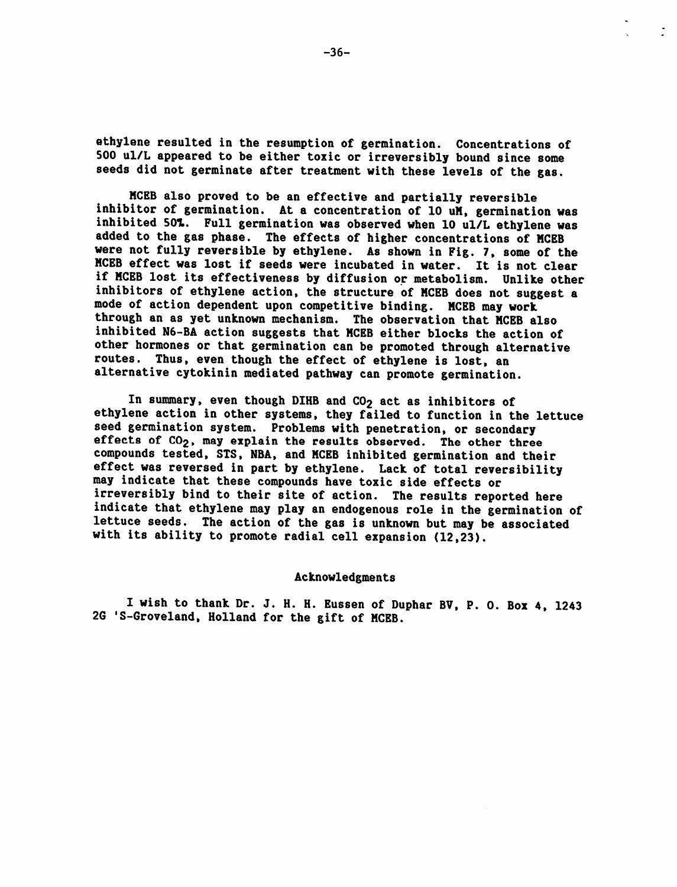ethylene resulted in the resumption of germination. Concentrations of 500 ul/L appeared to be either toxic or irreversibly bound since some seeds did not germinate after treatment with these levels of the gas.

MCEB also proved to be an effective and partially reversible inhibitor of germination. At a concentration of 10 uM, germination was inhibited 50%. Full germination was observed when 10 ul/L ethylene was added to the gas phase. The effects of higher concentrations of MCEB were not fully reversible by ethylene. As shown in Fig. 7, some of the MCEB effect was lost if seeds were incubated in water. It is not clear if MCEB lost its effectiveness by diffusion or metabolism. Unlike other inhibitors of ethylene action, the structure of MCEB does not suggest a mode of action dependent upon competitive binding. MCEB may work through an as yet unknown mechanism. The observation that MCEB also inhibited N6-BA action suggests that MCEB either blocks the action of other hormones or that germination can be promoted through alternative routes. Thus, even though the effect of ethylene is lost, an alternative cytokinin mediated pathway can promote germination.

In summary, even though DIHB and $CO_2$ act as inhibitors of ethylene action in other systems, they failed to function in the lettuce seed germination system. Problems with penetration, or secondary effects of $CO_2$, may explain the results observed. The other three compounds tested, STS, NBA, and MCEB inhibited germination and their effect was reversed in part by ethylene. Lack of total reversibility may indicate that these compounds have toxic side effects or irreversibly bind to their site of action. The results reported here indicate that ethylene may play an endogenous role in the germination of lettuce seeds. The action of the gas is unknown but may be associated with its ability to promote radial cell expansion (12,23).

## Acknowledgments

I wish to thank Dr. J. H. H. Eussen of Duphar BV, P. O. Box 4, 1243 2G 'S-Groveland, Holland for the gift of MCEB.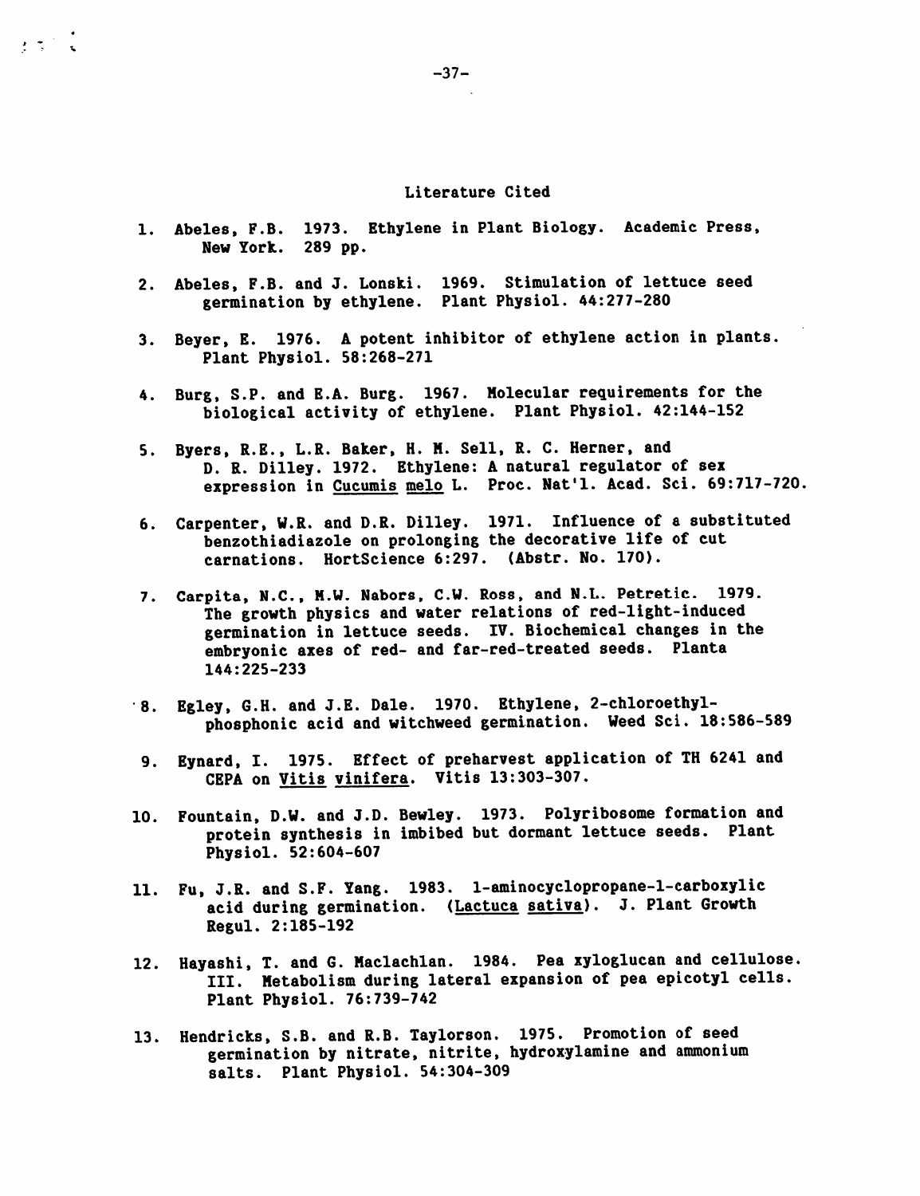## Literature Cited

1. Abeles, F.B. 1973. Ethylene in Plant Biology. Academic Press, New York. 289 pp.

2. Abeles, F.B. and J. Lonski. 1969. Stimulation of lettuce seed germination by ethylene. Plant Physiol. 44:277-280

3. Beyer, E. 1976. A potent inhibitor of ethylene action in plants. Plant Physiol. 58:268-271

4. Burg, S.P. and E.A. Burg. 1967. Molecular requirements for the biological activity of ethylene. Plant Physiol. 42:144-152

5. Byers, R.E., L.R. Baker, H. M. Sell, R. C. Herner, and D. R. Dilley. 1972. Ethylene: A natural regulator of sex expression in Cucumis melo L. Proc. Nat'l. Acad. Sci. 69:717-720.

6. Carpenter, W.R. and D.R. Dilley. 1971. Influence of a substituted benzothiadiazole on prolonging the decorative life of cut carnations. HortScience 6:297. (Abstr. No. 170).

7. Carpita, N.C., M.W. Nabors, C.W. Ross, and N.L. Petretic. 1979. The growth physics and water relations of red-light-induced germination in lettuce seeds. IV. Biochemical changes in the embryonic axes of red- and far-red-treated seeds. Planta 144:225-233

8. Egley, G.H. and J.E. Dale. 1970. Ethylene, 2-chloroethylphosphonic acid and witchweed germination. Weed Sci. 18:586-589

9. Eynard, I. 1975. Effect of preharvest application of TH 6241 and CEPA on Vitis vinifera. Vitis 13:303-307.

10. Fountain, D.W. and J.D. Bewley. 1973. Polyribosome formation and protein synthesis in imbibed but dormant lettuce seeds. Plant Physiol. 52:604-607

11. Fu, J.R. and S.F. Yang. 1983. 1-aminocyclopropane-1-carboxylic acid during germination. (Lactuca sativa). J. Plant Growth Regul. 2:185-192

12. Hayashi, T. and G. Maclachlan. 1984. Pea xyloglucan and cellulose. III. Metabolism during lateral expansion of pea epicotyl cells. Plant Physiol. 76:739-742

13. Hendricks, S.B. and R.B. Taylorson. 1975. Promotion of seed germination by nitrate, nitrite, hydroxylamine and ammonium salts. Plant Physiol. 54:304-309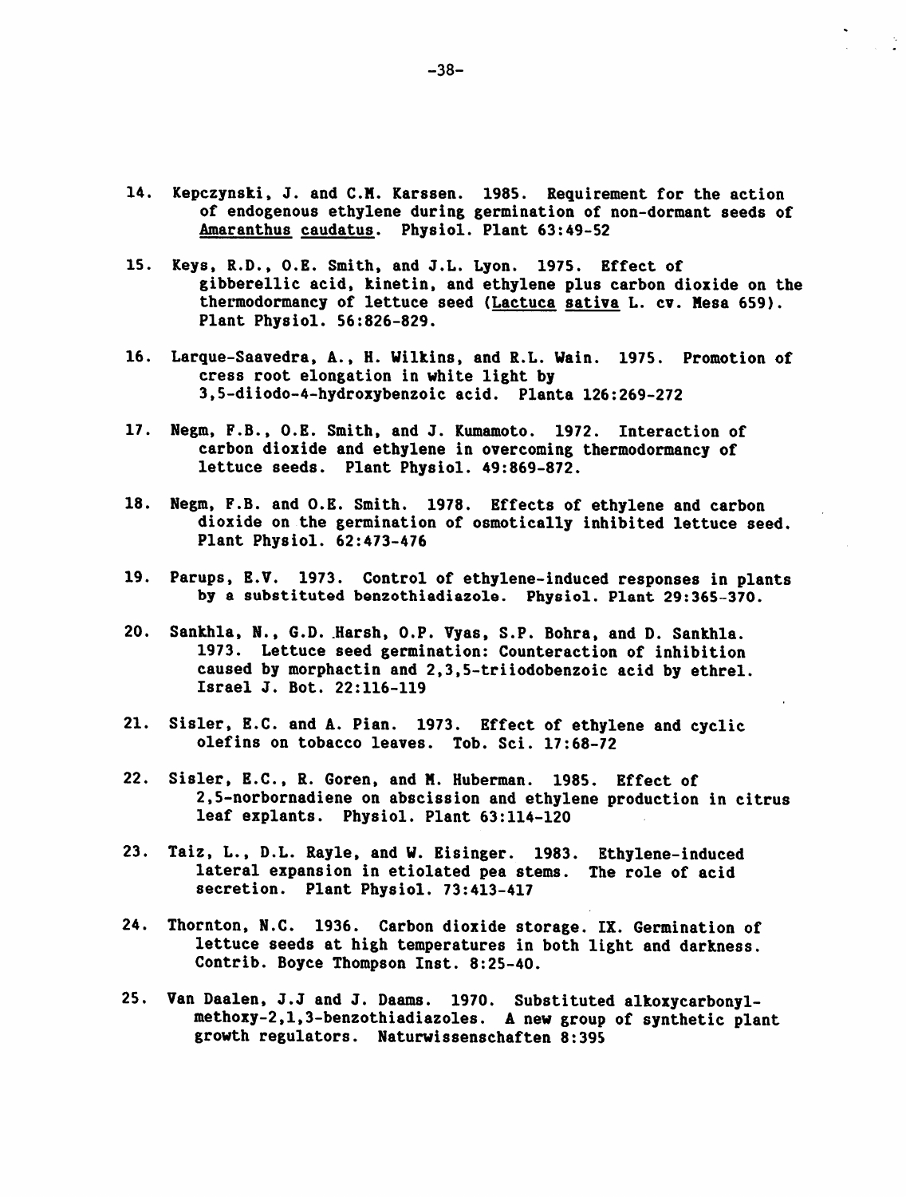14. Kepczynski, J. and C.M. Karssen. 1985. Requirement for the action of endogenous ethylene during germination of non-dormant seeds of *Amaranthus caudatus*. Physiol. Plant 63:49-52

15. Keys, R.D., O.E. Smith, and J.L. Lyon. 1975. Effect of gibberellic acid, kinetin, and ethylene plus carbon dioxide on the thermodormancy of lettuce seed (*Lactuca sativa* L. cv. Mesa 659). Plant Physiol. 56:826-829.

16. Larque-Saavedra, A., H. Wilkins, and R.L. Wain. 1975. Promotion of cress root elongation in white light by 3,5-diiodo-4-hydroxybenzoic acid. Planta 126:269-272

17. Negm, F.B., O.E. Smith, and J. Kumamoto. 1972. Interaction of carbon dioxide and ethylene in overcoming thermodormancy of lettuce seeds. Plant Physiol. 49:869-872.

18. Negm, F.B. and O.E. Smith. 1978. Effects of ethylene and carbon dioxide on the germination of osmotically inhibited lettuce seed. Plant Physiol. 62:473-476

19. Parups, E.V. 1973. Control of ethylene-induced responses in plants by a substituted benzothiadiazole. Physiol. Plant 29:365-370.

20. Sankhla, N., G.D. Harsh, O.P. Vyas, S.P. Bohra, and D. Sankhla. 1973. Lettuce seed germination: Counteraction of inhibition caused by morphactin and 2,3,5-triiodobenzoic acid by ethrel. Israel J. Bot. 22:116-119

21. Sisler, E.C. and A. Pian. 1973. Effect of ethylene and cyclic olefins on tobacco leaves. Tob. Sci. 17:68-72

22. Sisler, E.C., R. Goren, and M. Huberman. 1985. Effect of 2,5-norbornadiene on abscission and ethylene production in citrus leaf explants. Physiol. Plant 63:114-120

23. Taiz, L., D.L. Rayle, and W. Eisinger. 1983. Ethylene-induced lateral expansion in etiolated pea stems. The role of acid secretion. Plant Physiol. 73:413-417

24. Thornton, N.C. 1936. Carbon dioxide storage. IX. Germination of lettuce seeds at high temperatures in both light and darkness. Contrib. Boyce Thompson Inst. 8:25-40.

25. Van Daalen, J.J and J. Daams. 1970. Substituted alkoxycarbonylmethoxy-2,1,3-benzothiadiazoles. A new group of synthetic plant growth regulators. Naturwissenschaften 8:395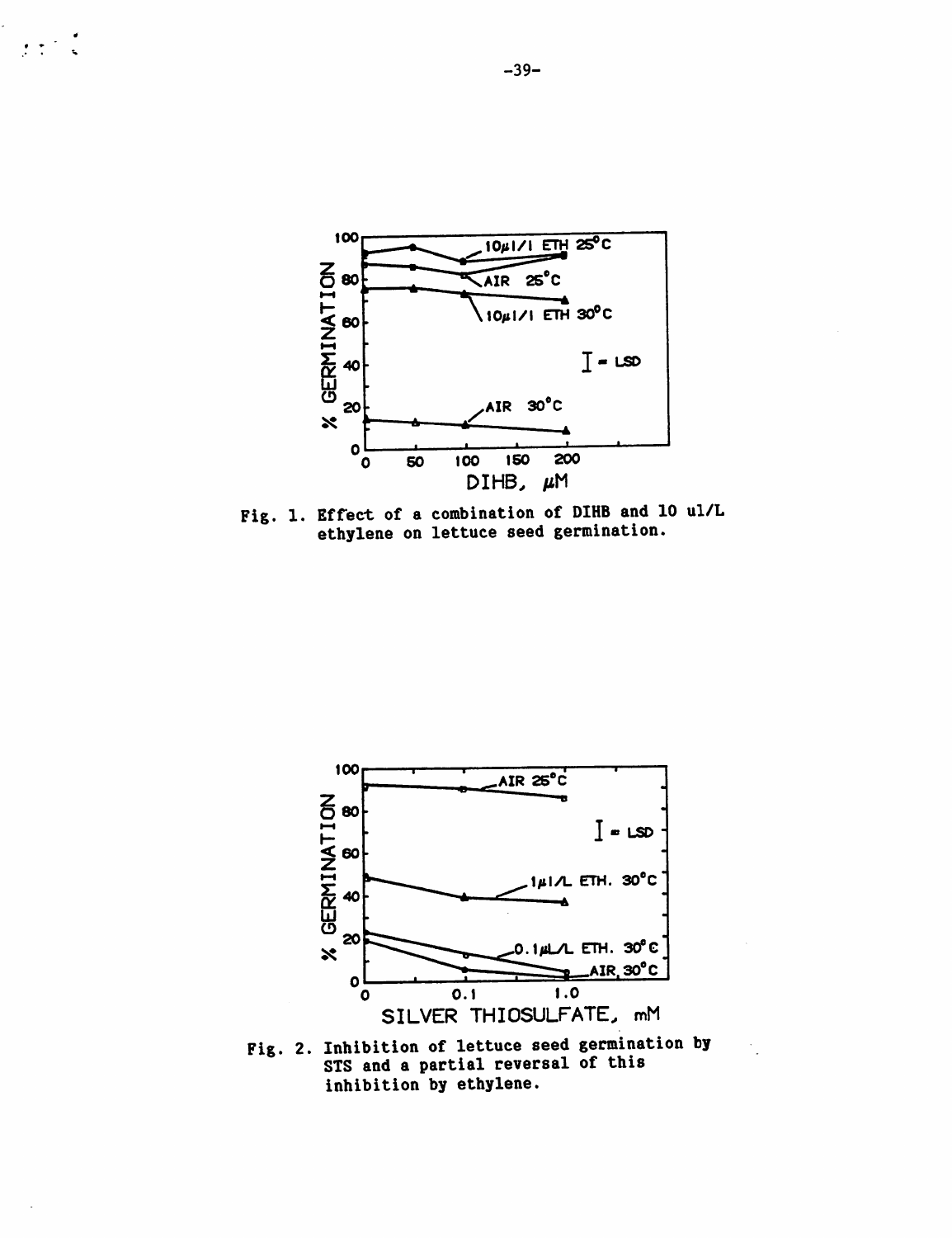Fig. 1. Effect of a combination of DIHB and 10 ul/L ethylene on lettuce seed germination.

Fig. 2. Inhibition of lettuce seed germination by STS and a partial reversal of this inhibition by ethylene.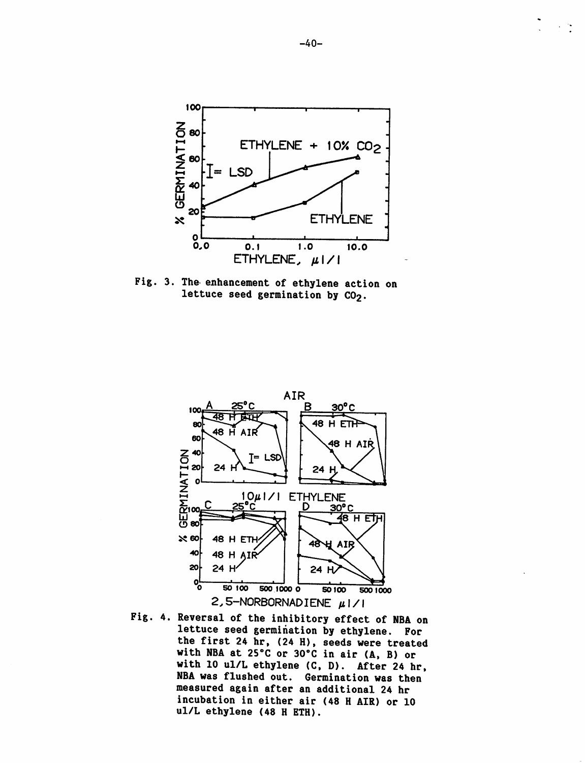Fig. 3. The enhancement of ethylene action on lettuce seed germination by $CO_2$.

Fig. 4. Reversal of the inhibitory effect of NBA on lettuce seed germination by ethylene. For the first 24 hr, (24 H), seeds were treated with NBA at 25°C or 30°C in air (A, B) or with 10 ul/L ethylene (C, D). After 24 hr, NBA was flushed out. Germination was then measured again after an additional 24 hr incubation in either air (48 H AIR) or 10 ul/L ethylene (48 H ETH).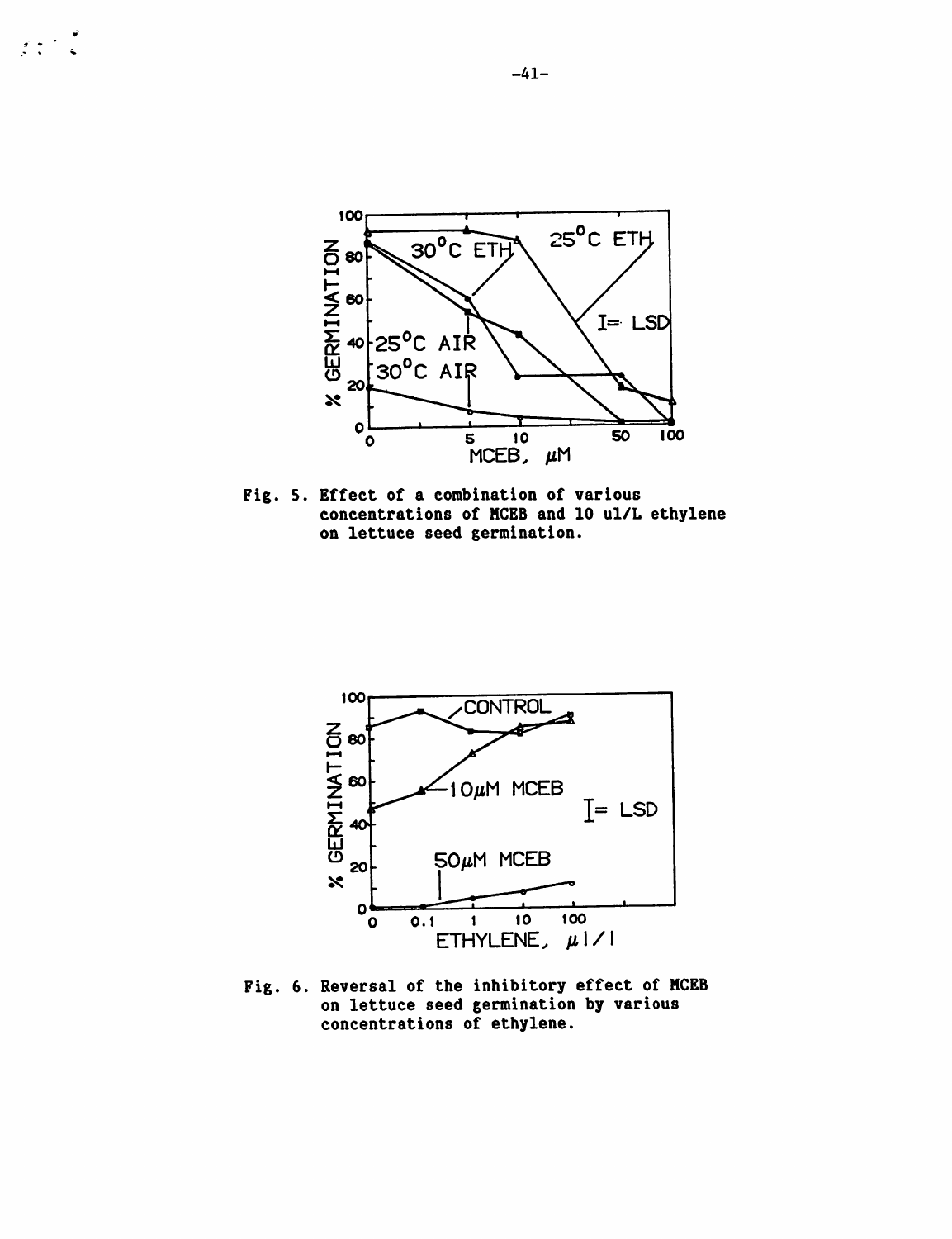Fig. 5. Effect of a combination of various concentrations of MCEB and 10 ul/L ethylene on lettuce seed germination.

Fig. 6. Reversal of the inhibitory effect of MCEB on lettuce seed germination by various concentrations of ethylene.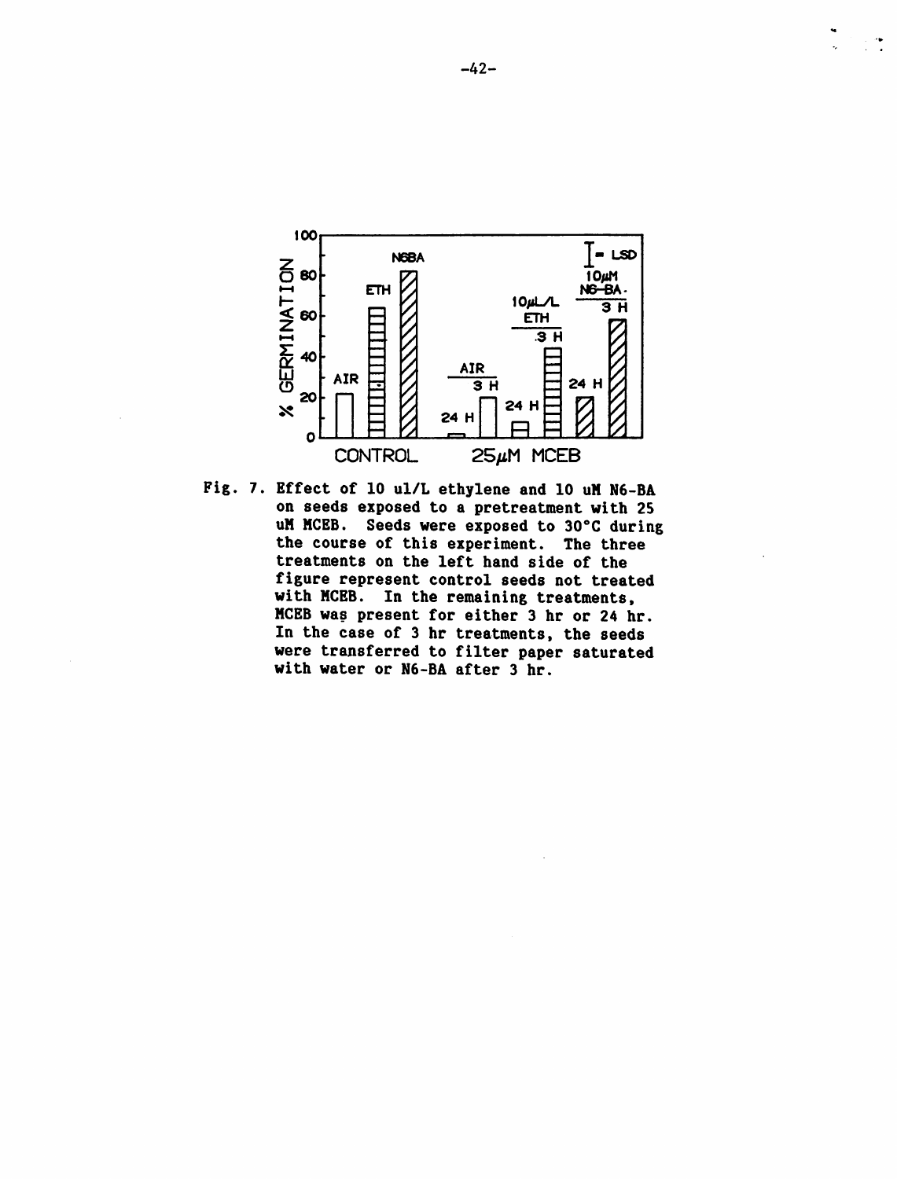100

80

60

40

20

0

% GERMINATION

AIR

ETH

N6BA

I = LSD

10μM N6-BA · 3 H

10μL/L ETH · 3 H

AIR 3 H

24 H

24 H

24 H

CONTROL

25μM MCEB

Fig. 7. Effect of 10 ul/L ethylene and 10 uM N6-BA on seeds exposed to a pretreatment with 25 uM MCEB. Seeds were exposed to 30°C during the course of this experiment. The three treatments on the left hand side of the figure represent control seeds not treated with MCEB. In the remaining treatments, MCEB was present for either 3 hr or 24 hr. In the case of 3 hr treatments, the seeds were transferred to filter paper saturated with water or N6-BA after 3 hr.